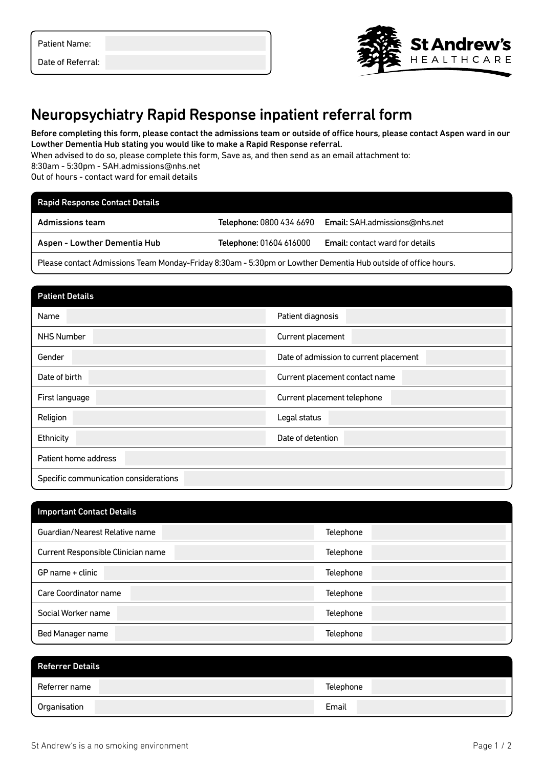| Patient Name: | |
|---|---|
| Date of Referral: | |

St Andrew's HEALTHCARE

# Neuropsychiatry Rapid Response inpatient referral form

**Before completing this form, please contact the admissions team or outside of office hours, please contact Aspen ward in our Lowther Dementia Hub stating you would like to make a Rapid Response referral.**

When advised to do so, please complete this form, Save as, and then send as an email attachment to:
8:30am - 5:30pm - SAH.admissions@nhs.net
Out of hours - contact ward for email details

| Rapid Response Contact Details | | |
|---|---|---|
| Admissions team | **Telephone:** 0800 434 6690 | **Email:** SAH.admissions@nhs.net |
| Aspen - Lowther Dementia Hub | **Telephone:** 01604 616000 | **Email:** contact ward for details |
| Please contact Admissions Team Monday-Friday 8:30am - 5:30pm or Lowther Dementia Hub outside of office hours. | | |

| Patient Details | | | |
|---|---|---|---|
| Name | | Patient diagnosis | |
| NHS Number | | Current placement | |
| Gender | | Date of admission to current placement | |
| Date of birth | | Current placement contact name | |
| First language | | Current placement telephone | |
| Religion | | Legal status | |
| Ethnicity | | Date of detention | |
| Patient home address | | | |
| Specific communication considerations | | | |

| Important Contact Details | | | |
|---|---|---|---|
| Guardian/Nearest Relative name | | Telephone | |
| Current Responsible Clinician name | | Telephone | |
| GP name + clinic | | Telephone | |
| Care Coordinator name | | Telephone | |
| Social Worker name | | Telephone | |
| Bed Manager name | | Telephone | |

| Referrer Details | | | |
|---|---|---|---|
| Referrer name | | Telephone | |
| Organisation | | Email | |

St Andrew's is a no smoking environment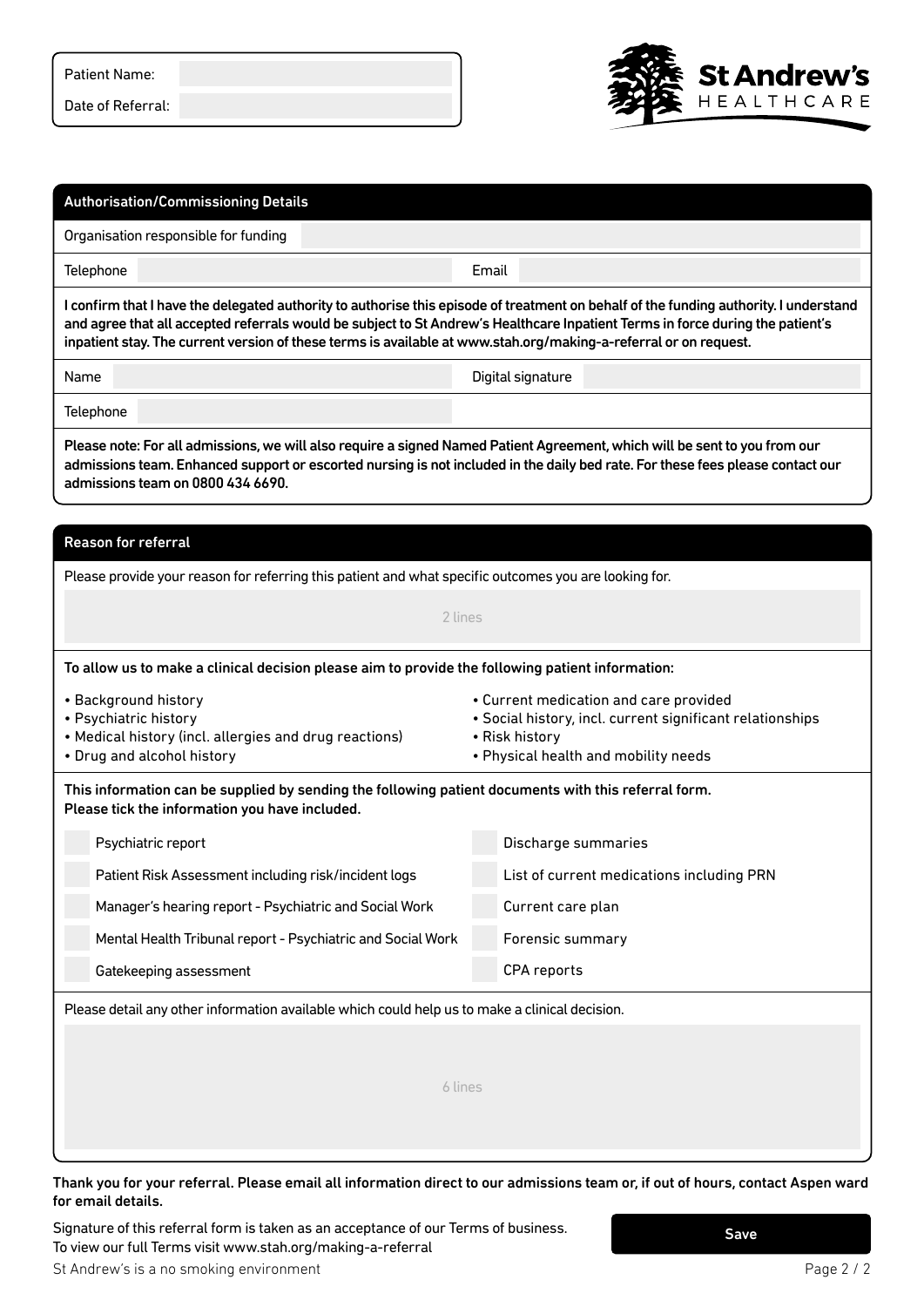Patient Name:

Date of Referral:

St Andrew's HEALTHCARE

## Authorisation/Commissioning Details

Organisation responsible for funding

Telephone | Email

**I confirm that I have the delegated authority to authorise this episode of treatment on behalf of the funding authority. I understand and agree that all accepted referrals would be subject to St Andrew's Healthcare Inpatient Terms in force during the patient's inpatient stay. The current version of these terms is available at www.stah.org/making-a-referral or on request.**

Name | Digital signature

Telephone

**Please note: For all admissions, we will also require a signed Named Patient Agreement, which will be sent to you from our admissions team. Enhanced support or escorted nursing is not included in the daily bed rate. For these fees please contact our admissions team on 0800 434 6690.**

## Reason for referral

Please provide your reason for referring this patient and what specific outcomes you are looking for.

2 lines

**To allow us to make a clinical decision please aim to provide the following patient information:**

- Background history
- Psychiatric history
- Medical history (incl. allergies and drug reactions)
- Drug and alcohol history
- Current medication and care provided
- Social history, incl. current significant relationships
- Risk history
- Physical health and mobility needs

**This information can be supplied by sending the following patient documents with this referral form. Please tick the information you have included.**

- Psychiatric report
- Patient Risk Assessment including risk/incident logs
- Manager's hearing report - Psychiatric and Social Work
- Mental Health Tribunal report - Psychiatric and Social Work
- Gatekeeping assessment
- Discharge summaries
- List of current medications including PRN
- Current care plan
- Forensic summary
- CPA reports

Please detail any other information available which could help us to make a clinical decision.

6 lines

**Thank you for your referral. Please email all information direct to our admissions team or, if out of hours, contact Aspen ward for email details.**

Signature of this referral form is taken as an acceptance of our Terms of business.
To view our full Terms visit www.stah.org/making-a-referral

Save

St Andrew's is a no smoking environment